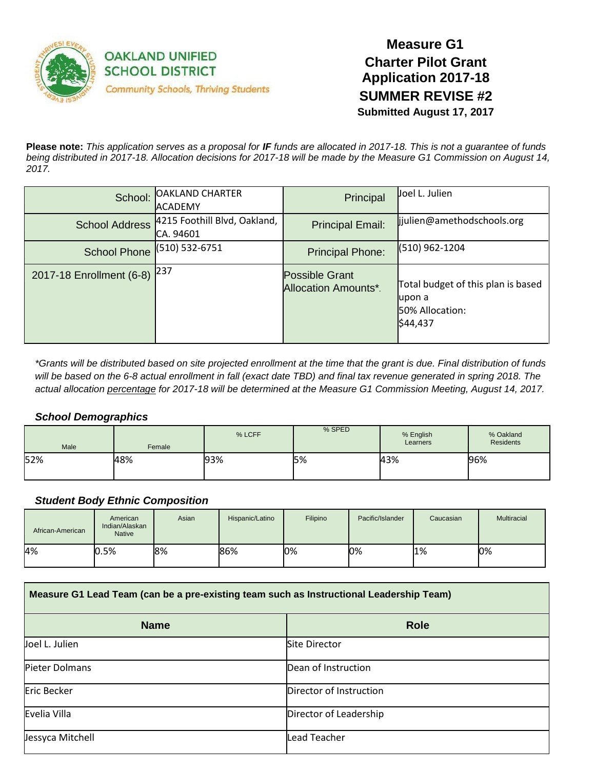OAKLAND UNIFIED SCHOOL DISTRICT
Community Schools, Thriving Students

# Measure G1
# Charter Pilot Grant Application 2017-18
## SUMMER REVISE #2
**Submitted August 17, 2017**

**Please note:** *This application serves as a proposal for **IF** funds are allocated in 2017-18. This is not a guarantee of funds being distributed in 2017-18. Allocation decisions for 2017-18 will be made by the Measure G1 Commission on August 14, 2017.*

| | | | |
|---|---|---|---|
| School: | OAKLAND CHARTER ACADEMY | Principal | Joel L. Julien |
| School Address | 4215 Foothill Blvd, Oakland, CA. 94601 | Principal Email: | jjulien@amethodschools.org |
| School Phone | (510) 532-6751 | Principal Phone: | (510) 962-1204 |
| 2017-18 Enrollment (6-8) | 237 | Possible Grant Allocation Amounts*. | Total budget of this plan is based upon a 50% Allocation: $44,437 |

*\*Grants will be distributed based on site projected enrollment at the time that the grant is due. Final distribution of funds will be based on the 6-8 actual enrollment in fall (exact date TBD) and final tax revenue generated in spring 2018. The actual allocation percentage for 2017-18 will be determined at the Measure G1 Commission Meeting, August 14, 2017.*

### *School Demographics*

| Male | Female | % LCFF | % SPED | % English Learners | % Oakland Residents |
|---|---|---|---|---|---|
| 52% | 48% | 93% | 5% | 43% | 96% |

### *Student Body Ethnic Composition*

| African-American | American Indian/Alaskan Native | Asian | Hispanic/Latino | Filipino | Pacific/Islander | Caucasian | Multiracial |
|---|---|---|---|---|---|---|---|
| 4% | 0.5% | 8% | 86% | 0% | 0% | 1% | 0% |

**Measure G1 Lead Team (can be a pre-existing team such as Instructional Leadership Team)**

| Name | Role |
|---|---|
| Joel L. Julien | Site Director |
| Pieter Dolmans | Dean of Instruction |
| Eric Becker | Director of Instruction |
| Evelia Villa | Director of Leadership |
| Jessyca Mitchell | Lead Teacher |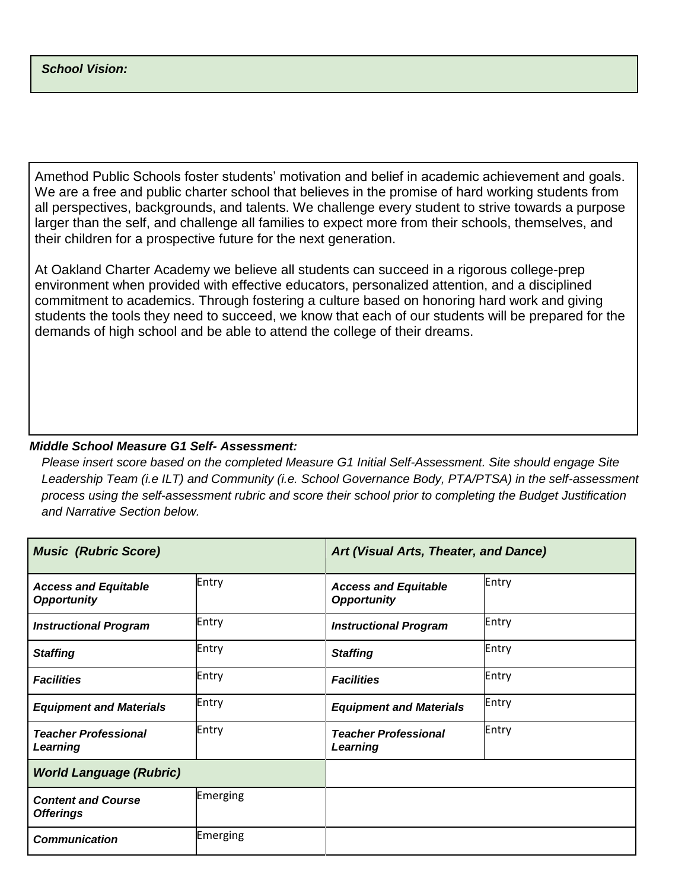***School Vision:***

Amethod Public Schools foster students' motivation and belief in academic achievement and goals. We are a free and public charter school that believes in the promise of hard working students from all perspectives, backgrounds, and talents. We challenge every student to strive towards a purpose larger than the self, and challenge all families to expect more from their schools, themselves, and their children for a prospective future for the next generation.

At Oakland Charter Academy we believe all students can succeed in a rigorous college-prep environment when provided with effective educators, personalized attention, and a disciplined commitment to academics. Through fostering a culture based on honoring hard work and giving students the tools they need to succeed, we know that each of our students will be prepared for the demands of high school and be able to attend the college of their dreams.

***Middle School Measure G1 Self- Assessment:***

*Please insert score based on the completed Measure G1 Initial Self-Assessment. Site should engage Site Leadership Team (i.e ILT) and Community (i.e. School Governance Body, PTA/PTSA) in the self-assessment process using the self-assessment rubric and score their school prior to completing the Budget Justification and Narrative Section below.*

| ***Music (Rubric Score)*** | | ***Art (Visual Arts, Theater, and Dance)*** | |
|---|---|---|---|
| ***Access and Equitable Opportunity*** | Entry | ***Access and Equitable Opportunity*** | Entry |
| ***Instructional Program*** | Entry | ***Instructional Program*** | Entry |
| ***Staffing*** | Entry | ***Staffing*** | Entry |
| ***Facilities*** | Entry | ***Facilities*** | Entry |
| ***Equipment and Materials*** | Entry | ***Equipment and Materials*** | Entry |
| ***Teacher Professional Learning*** | Entry | ***Teacher Professional Learning*** | Entry |
| ***World Language (Rubric)*** | | | |
| ***Content and Course Offerings*** | Emerging | | |
| ***Communication*** | Emerging | | |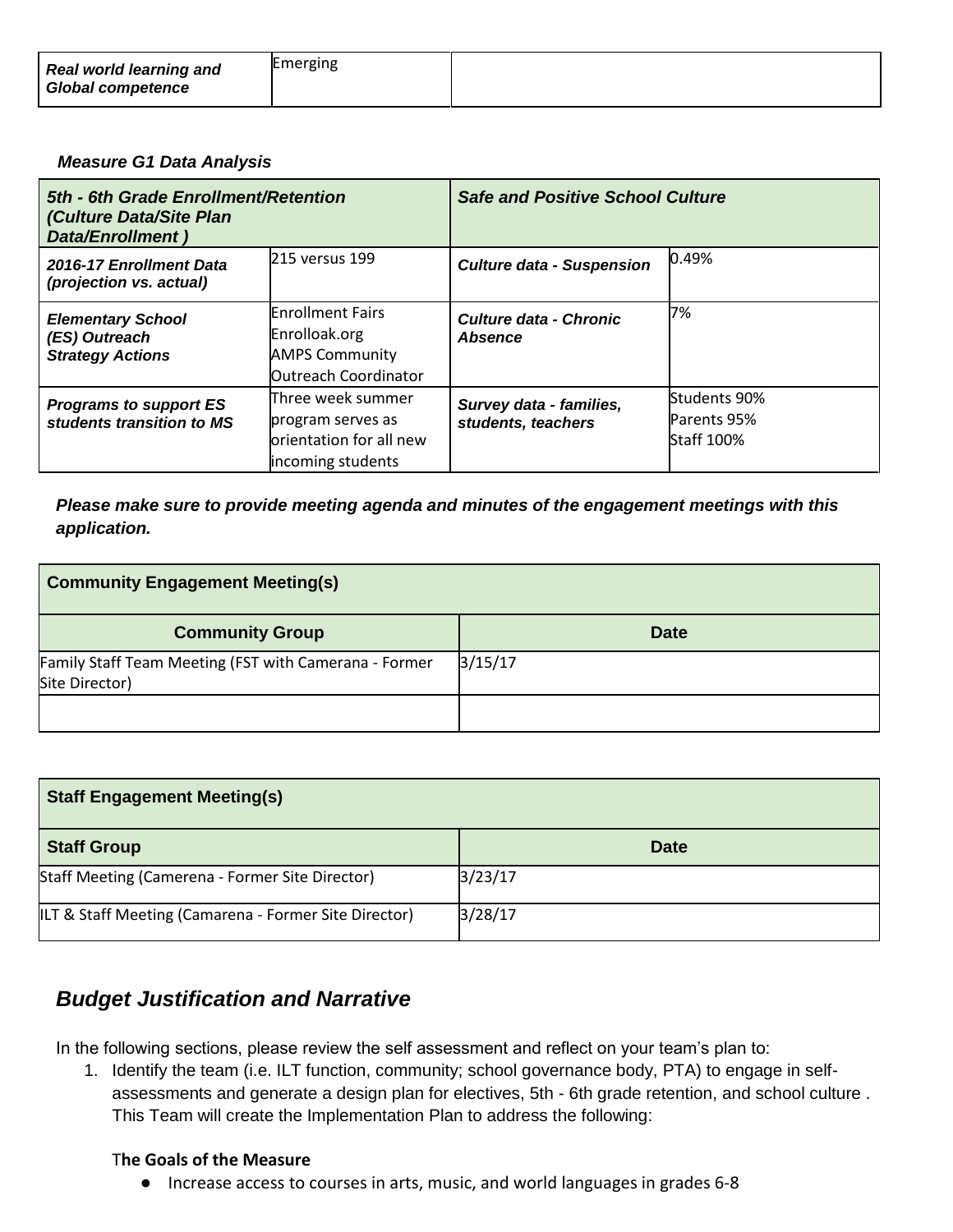| *Real world learning and Global competence* | Emerging | |
|---|---|---|

***Measure G1 Data Analysis***

| *5th - 6th Grade Enrollment/Retention (Culture Data/Site Plan Data/Enrollment )* | | *Safe and Positive School Culture* | |
|---|---|---|---|
| *2016-17 Enrollment Data (projection vs. actual)* | 215 versus 199 | *Culture data - Suspension* | 0.49% |
| *Elementary School (ES) Outreach Strategy Actions* | Enrollment Fairs<br>Enrolloak.org<br>AMPS Community Outreach Coordinator | *Culture data - Chronic Absence* | 7% |
| *Programs to support ES students transition to MS* | Three week summer program serves as orientation for all new incoming students | *Survey data - families, students, teachers* | Students 90%<br>Parents 95%<br>Staff 100% |

***Please make sure to provide meeting agenda and minutes of the engagement meetings with this application.***

| **Community Engagement Meeting(s)** | |
|---|---|
| **Community Group** | **Date** |
| Family Staff Team Meeting (FST with Camerana - Former Site Director) | 3/15/17 |
| | |

| **Staff Engagement Meeting(s)** | |
|---|---|
| **Staff Group** | **Date** |
| Staff Meeting (Camerena - Former Site Director) | 3/23/17 |
| ILT & Staff Meeting (Camarena - Former Site Director) | 3/28/17 |

## *Budget Justification and Narrative*

In the following sections, please review the self assessment and reflect on your team's plan to:

1. Identify the team (i.e. ILT function, community; school governance body, PTA) to engage in self-assessments and generate a design plan for electives, 5th - 6th grade retention, and school culture . This Team will create the Implementation Plan to address the following:

   **The Goals of the Measure**

   - Increase access to courses in arts, music, and world languages in grades 6-8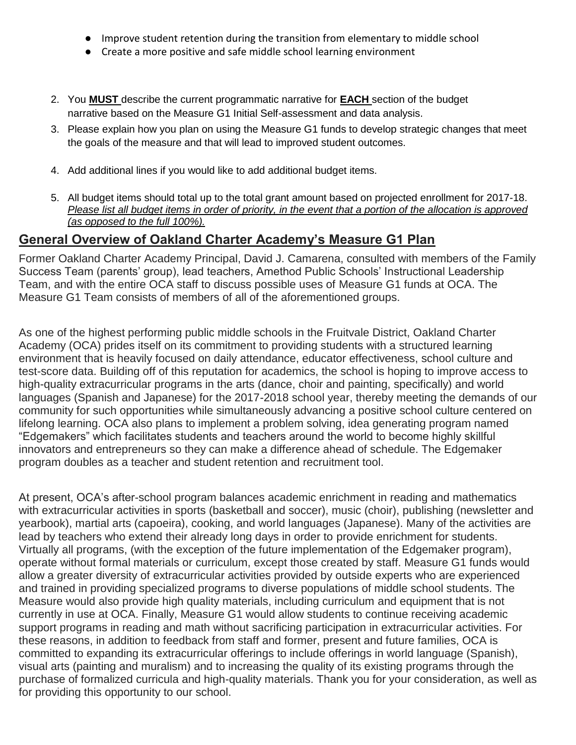- Improve student retention during the transition from elementary to middle school
- Create a more positive and safe middle school learning environment

2. You **MUST** describe the current programmatic narrative for **EACH** section of the budget narrative based on the Measure G1 Initial Self-assessment and data analysis.
3. Please explain how you plan on using the Measure G1 funds to develop strategic changes that meet the goals of the measure and that will lead to improved student outcomes.
4. Add additional lines if you would like to add additional budget items.
5. All budget items should total up to the total grant amount based on projected enrollment for 2017-18. *Please list all budget items in order of priority, in the event that a portion of the allocation is approved (as opposed to the full 100%).*

## General Overview of Oakland Charter Academy's Measure G1 Plan

Former Oakland Charter Academy Principal, David J. Camarena, consulted with members of the Family Success Team (parents' group), lead teachers, Amethod Public Schools' Instructional Leadership Team, and with the entire OCA staff to discuss possible uses of Measure G1 funds at OCA. The Measure G1 Team consists of members of all of the aforementioned groups.

As one of the highest performing public middle schools in the Fruitvale District, Oakland Charter Academy (OCA) prides itself on its commitment to providing students with a structured learning environment that is heavily focused on daily attendance, educator effectiveness, school culture and test-score data. Building off of this reputation for academics, the school is hoping to improve access to high-quality extracurricular programs in the arts (dance, choir and painting, specifically) and world languages (Spanish and Japanese) for the 2017-2018 school year, thereby meeting the demands of our community for such opportunities while simultaneously advancing a positive school culture centered on lifelong learning. OCA also plans to implement a problem solving, idea generating program named "Edgemakers" which facilitates students and teachers around the world to become highly skillful innovators and entrepreneurs so they can make a difference ahead of schedule. The Edgemaker program doubles as a teacher and student retention and recruitment tool.

At present, OCA's after-school program balances academic enrichment in reading and mathematics with extracurricular activities in sports (basketball and soccer), music (choir), publishing (newsletter and yearbook), martial arts (capoeira), cooking, and world languages (Japanese). Many of the activities are lead by teachers who extend their already long days in order to provide enrichment for students. Virtually all programs, (with the exception of the future implementation of the Edgemaker program), operate without formal materials or curriculum, except those created by staff. Measure G1 funds would allow a greater diversity of extracurricular activities provided by outside experts who are experienced and trained in providing specialized programs to diverse populations of middle school students. The Measure would also provide high quality materials, including curriculum and equipment that is not currently in use at OCA. Finally, Measure G1 would allow students to continue receiving academic support programs in reading and math without sacrificing participation in extracurricular activities. For these reasons, in addition to feedback from staff and former, present and future families, OCA is committed to expanding its extracurricular offerings to include offerings in world language (Spanish), visual arts (painting and muralism) and to increasing the quality of its existing programs through the purchase of formalized curricula and high-quality materials. Thank you for your consideration, as well as for providing this opportunity to our school.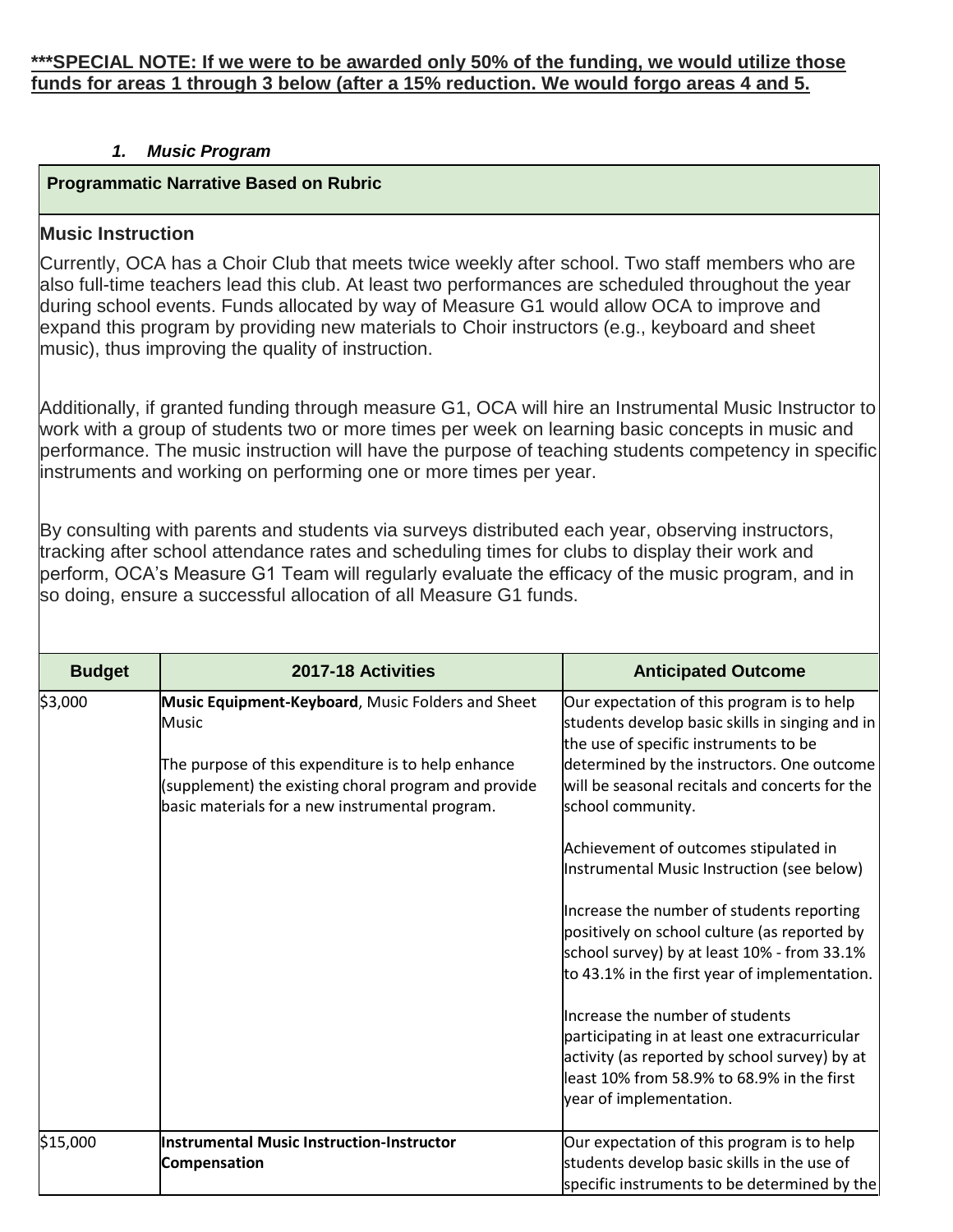***SPECIAL NOTE: If we were to be awarded only 50% of the funding, we would utilize those funds for areas 1 through 3 below (after a 15% reduction. We would forgo areas 4 and 5.**

1. ***Music Program***

| **Programmatic Narrative Based on Rubric** |
|---|
| **Music Instruction**<br><br>Currently, OCA has a Choir Club that meets twice weekly after school. Two staff members who are also full-time teachers lead this club. At least two performances are scheduled throughout the year during school events. Funds allocated by way of Measure G1 would allow OCA to improve and expand this program by providing new materials to Choir instructors (e.g., keyboard and sheet music), thus improving the quality of instruction.<br><br>Additionally, if granted funding through measure G1, OCA will hire an Instrumental Music Instructor to work with a group of students two or more times per week on learning basic concepts in music and performance. The music instruction will have the purpose of teaching students competency in specific instruments and working on performing one or more times per year.<br><br>By consulting with parents and students via surveys distributed each year, observing instructors, tracking after school attendance rates and scheduling times for clubs to display their work and perform, OCA's Measure G1 Team will regularly evaluate the efficacy of the music program, and in so doing, ensure a successful allocation of all Measure G1 funds. |

| Budget | 2017-18 Activities | Anticipated Outcome |
|---|---|---|
| $3,000 | **Music Equipment-Keyboard**, Music Folders and Sheet Music<br><br>The purpose of this expenditure is to help enhance (supplement) the existing choral program and provide basic materials for a new instrumental program. | Our expectation of this program is to help students develop basic skills in singing and in the use of specific instruments to be determined by the instructors. One outcome will be seasonal recitals and concerts for the school community.<br><br>Achievement of outcomes stipulated in Instrumental Music Instruction (see below)<br><br>Increase the number of students reporting positively on school culture (as reported by school survey) by at least 10% - from 33.1% to 43.1% in the first year of implementation.<br><br>Increase the number of students participating in at least one extracurricular activity (as reported by school survey) by at least 10% from 58.9% to 68.9% in the first year of implementation. |
| $15,000 | **Instrumental Music Instruction-Instructor Compensation** | Our expectation of this program is to help students develop basic skills in the use of specific instruments to be determined by the |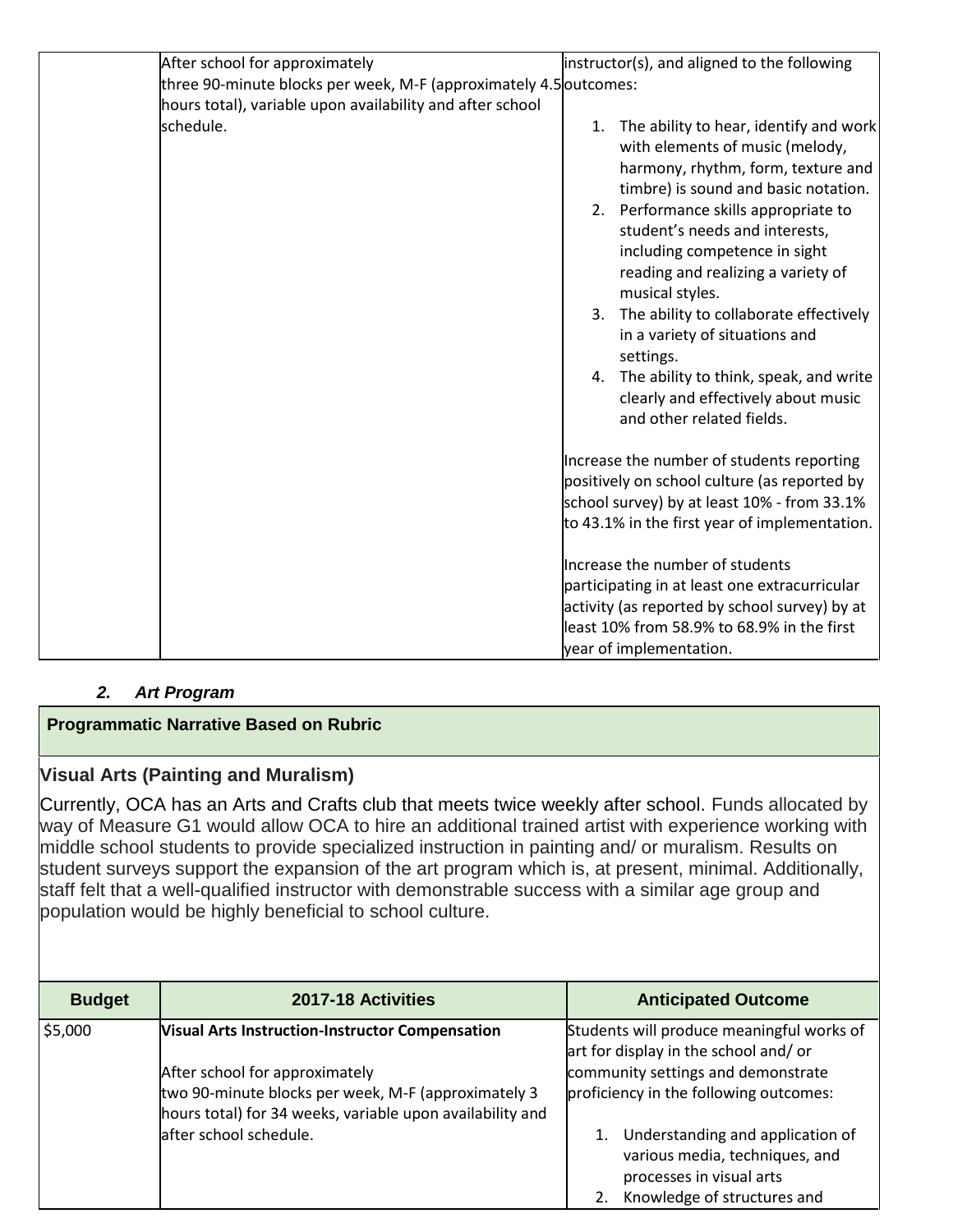| | | |
|---|---|---|
| | After school for approximately three 90-minute blocks per week, M-F (approximately 4.5 hours total), variable upon availability and after school schedule. | instructor(s), and aligned to the following outcomes:<br><br>1. The ability to hear, identify and work with elements of music (melody, harmony, rhythm, form, texture and timbre) is sound and basic notation.<br>2. Performance skills appropriate to student's needs and interests, including competence in sight reading and realizing a variety of musical styles.<br>3. The ability to collaborate effectively in a variety of situations and settings.<br>4. The ability to think, speak, and write clearly and effectively about music and other related fields.<br><br>Increase the number of students reporting positively on school culture (as reported by school survey) by at least 10% - from 33.1% to 43.1% in the first year of implementation.<br><br>Increase the number of students participating in at least one extracurricular activity (as reported by school survey) by at least 10% from 58.9% to 68.9% in the first year of implementation. |

### *2. Art Program*

**Programmatic Narrative Based on Rubric**

**Visual Arts (Painting and Muralism)**

Currently, OCA has an Arts and Crafts club that meets twice weekly after school. Funds allocated by way of Measure G1 would allow OCA to hire an additional trained artist with experience working with middle school students to provide specialized instruction in painting and/ or muralism. Results on student surveys support the expansion of the art program which is, at present, minimal. Additionally, staff felt that a well-qualified instructor with demonstrable success with a similar age group and population would be highly beneficial to school culture.

| Budget | 2017-18 Activities | Anticipated Outcome |
|---|---|---|
| $5,000 | **Visual Arts Instruction-Instructor Compensation**<br><br>After school for approximately two 90-minute blocks per week, M-F (approximately 3 hours total) for 34 weeks, variable upon availability and after school schedule. | Students will produce meaningful works of art for display in the school and/ or community settings and demonstrate proficiency in the following outcomes:<br><br>1. Understanding and application of various media, techniques, and processes in visual arts<br>2. Knowledge of structures and |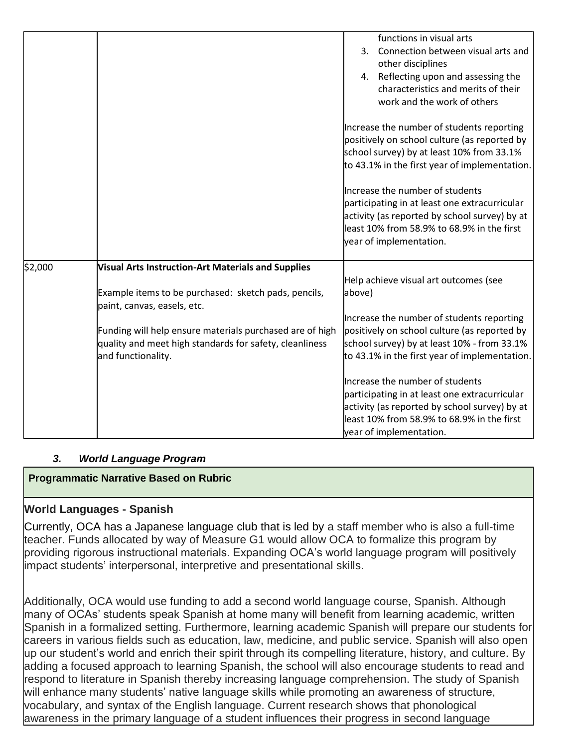| | | |
|---|---|---|
| | | functions in visual arts<br>3. Connection between visual arts and other disciplines<br>4. Reflecting upon and assessing the characteristics and merits of their work and the work of others<br><br>Increase the number of students reporting positively on school culture (as reported by school survey) by at least 10% from 33.1% to 43.1% in the first year of implementation.<br><br>Increase the number of students participating in at least one extracurricular activity (as reported by school survey) by at least 10% from 58.9% to 68.9% in the first year of implementation. |
| $2,000 | **Visual Arts Instruction-Art Materials and Supplies**<br><br>Example items to be purchased: sketch pads, pencils, paint, canvas, easels, etc.<br><br>Funding will help ensure materials purchased are of high quality and meet high standards for safety, cleanliness and functionality. | Help achieve visual art outcomes (see above)<br><br>Increase the number of students reporting positively on school culture (as reported by school survey) by at least 10% - from 33.1% to 43.1% in the first year of implementation.<br><br>Increase the number of students participating in at least one extracurricular activity (as reported by school survey) by at least 10% from 58.9% to 68.9% in the first year of implementation. |

***3. World Language Program***

**Programmatic Narrative Based on Rubric**

**World Languages - Spanish**

Currently, OCA has a Japanese language club that is led by a staff member who is also a full-time teacher. Funds allocated by way of Measure G1 would allow OCA to formalize this program by providing rigorous instructional materials. Expanding OCA's world language program will positively impact students' interpersonal, interpretive and presentational skills.

Additionally, OCA would use funding to add a second world language course, Spanish. Although many of OCAs' students speak Spanish at home many will benefit from learning academic, written Spanish in a formalized setting. Furthermore, learning academic Spanish will prepare our students for careers in various fields such as education, law, medicine, and public service. Spanish will also open up our student's world and enrich their spirit through its compelling literature, history, and culture. By adding a focused approach to learning Spanish, the school will also encourage students to read and respond to literature in Spanish thereby increasing language comprehension. The study of Spanish will enhance many students' native language skills while promoting an awareness of structure, vocabulary, and syntax of the English language. Current research shows that phonological awareness in the primary language of a student influences their progress in second language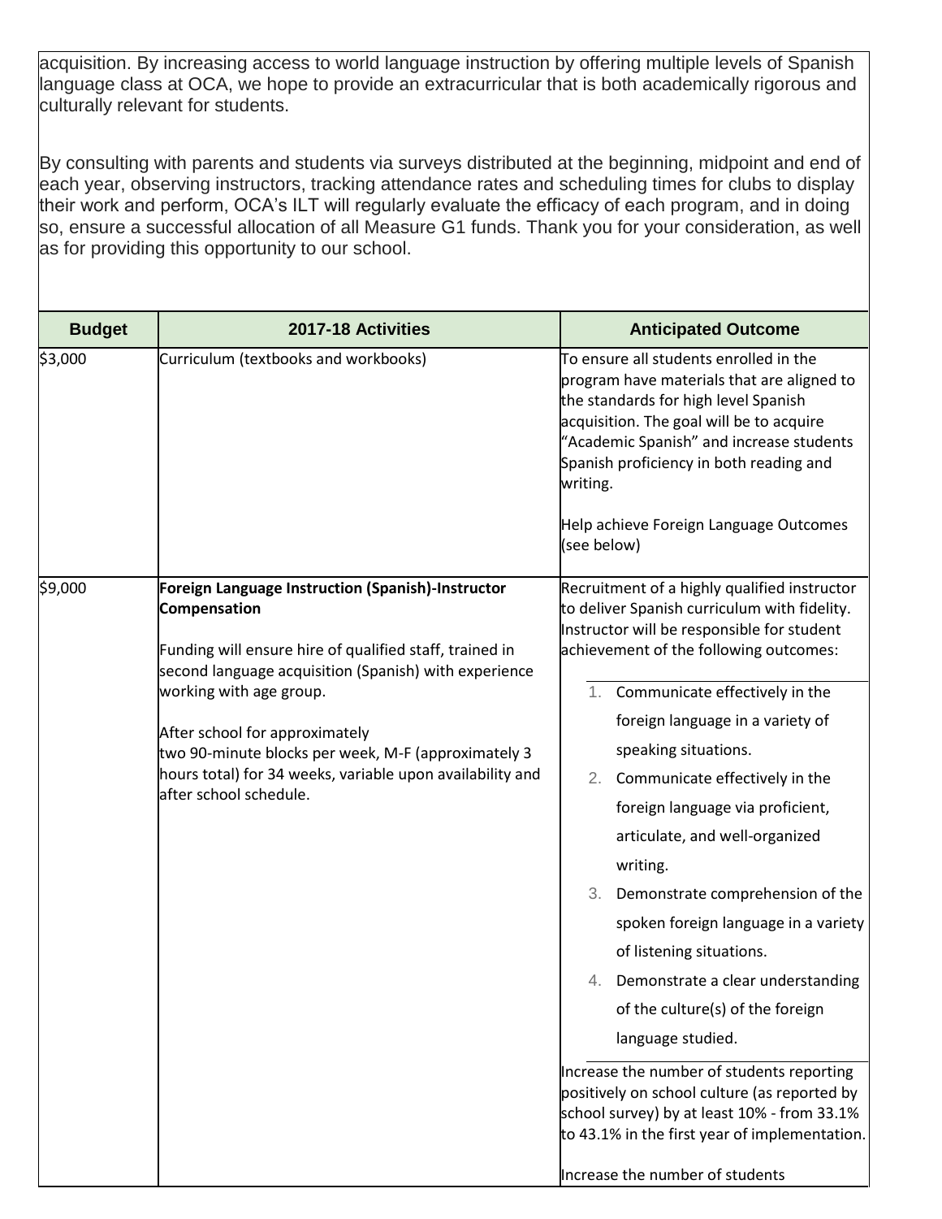acquisition. By increasing access to world language instruction by offering multiple levels of Spanish language class at OCA, we hope to provide an extracurricular that is both academically rigorous and culturally relevant for students.

By consulting with parents and students via surveys distributed at the beginning, midpoint and end of each year, observing instructors, tracking attendance rates and scheduling times for clubs to display their work and perform, OCA's ILT will regularly evaluate the efficacy of each program, and in doing so, ensure a successful allocation of all Measure G1 funds. Thank you for your consideration, as well as for providing this opportunity to our school.

| Budget | 2017-18 Activities | Anticipated Outcome |
| --- | --- | --- |
| $3,000 | Curriculum (textbooks and workbooks) | To ensure all students enrolled in the program have materials that are aligned to the standards for high level Spanish acquisition. The goal will be to acquire "Academic Spanish" and increase students Spanish proficiency in both reading and writing.<br><br>Help achieve Foreign Language Outcomes (see below) |
| $9,000 | **Foreign Language Instruction (Spanish)-Instructor Compensation**<br><br>Funding will ensure hire of qualified staff, trained in second language acquisition (Spanish) with experience working with age group.<br><br>After school for approximately two 90-minute blocks per week, M-F (approximately 3 hours total) for 34 weeks, variable upon availability and after school schedule. | Recruitment of a highly qualified instructor to deliver Spanish curriculum with fidelity. Instructor will be responsible for student achievement of the following outcomes:<br>1. Communicate effectively in the foreign language in a variety of speaking situations.<br>2. Communicate effectively in the foreign language via proficient, articulate, and well-organized writing.<br>3. Demonstrate comprehension of the spoken foreign language in a variety of listening situations.<br>4. Demonstrate a clear understanding of the culture(s) of the foreign language studied.<br><br>Increase the number of students reporting positively on school culture (as reported by school survey) by at least 10% - from 33.1% to 43.1% in the first year of implementation.<br><br>Increase the number of students |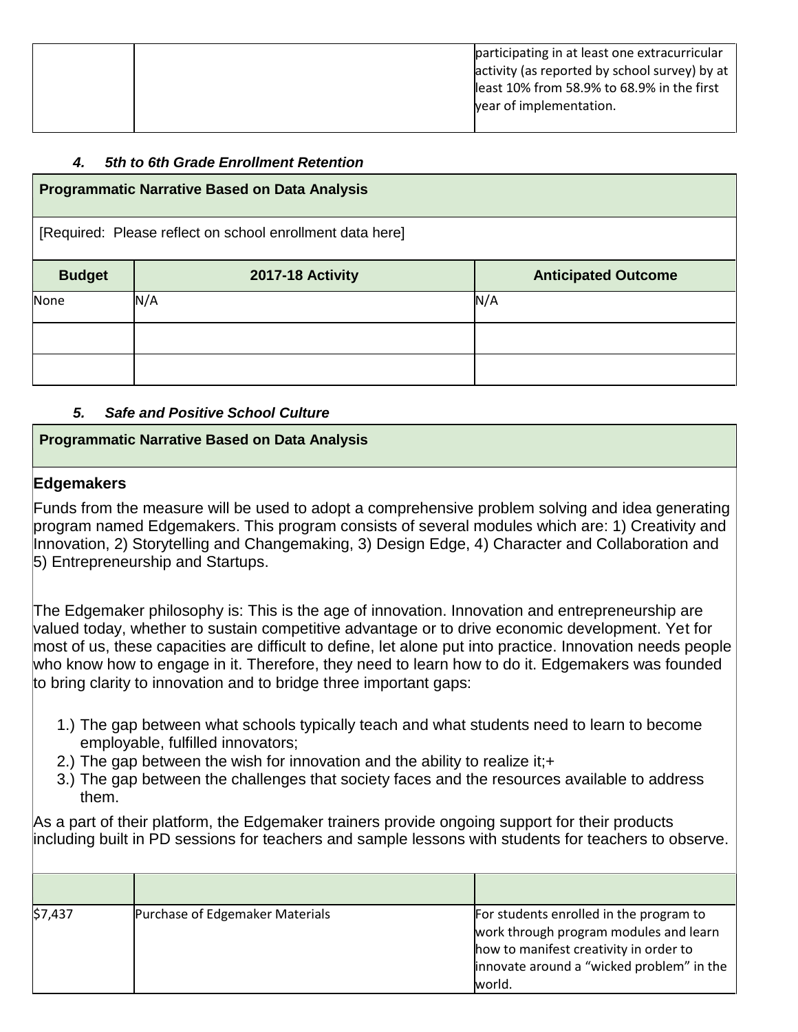| | | participating in at least one extracurricular activity (as reported by school survey) by at least 10% from 58.9% to 68.9% in the first year of implementation. |
|---|---|---|

***4. 5th to 6th Grade Enrollment Retention***

| **Programmatic Narrative Based on Data Analysis** | | |
|---|---|---|
| [Required: Please reflect on school enrollment data here] | | |
| **Budget** | **2017-18 Activity** | **Anticipated Outcome** |
| None | N/A | N/A |
| | | |
| | | |

***5. Safe and Positive School Culture***

**Programmatic Narrative Based on Data Analysis**

**Edgemakers**

Funds from the measure will be used to adopt a comprehensive problem solving and idea generating program named Edgemakers. This program consists of several modules which are: 1) Creativity and Innovation, 2) Storytelling and Changemaking, 3) Design Edge, 4) Character and Collaboration and 5) Entrepreneurship and Startups.

The Edgemaker philosophy is: This is the age of innovation. Innovation and entrepreneurship are valued today, whether to sustain competitive advantage or to drive economic development. Yet for most of us, these capacities are difficult to define, let alone put into practice. Innovation needs people who know how to engage in it. Therefore, they need to learn how to do it. Edgemakers was founded to bring clarity to innovation and to bridge three important gaps:

1.) The gap between what schools typically teach and what students need to learn to become employable, fulfilled innovators;
2.) The gap between the wish for innovation and the ability to realize it;+
3.) The gap between the challenges that society faces and the resources available to address them.

As a part of their platform, the Edgemaker trainers provide ongoing support for their products including built in PD sessions for teachers and sample lessons with students for teachers to observe.

| | | |
|---|---|---|
| $7,437 | Purchase of Edgemaker Materials | For students enrolled in the program to work through program modules and learn how to manifest creativity in order to innovate around a "wicked problem" in the world. |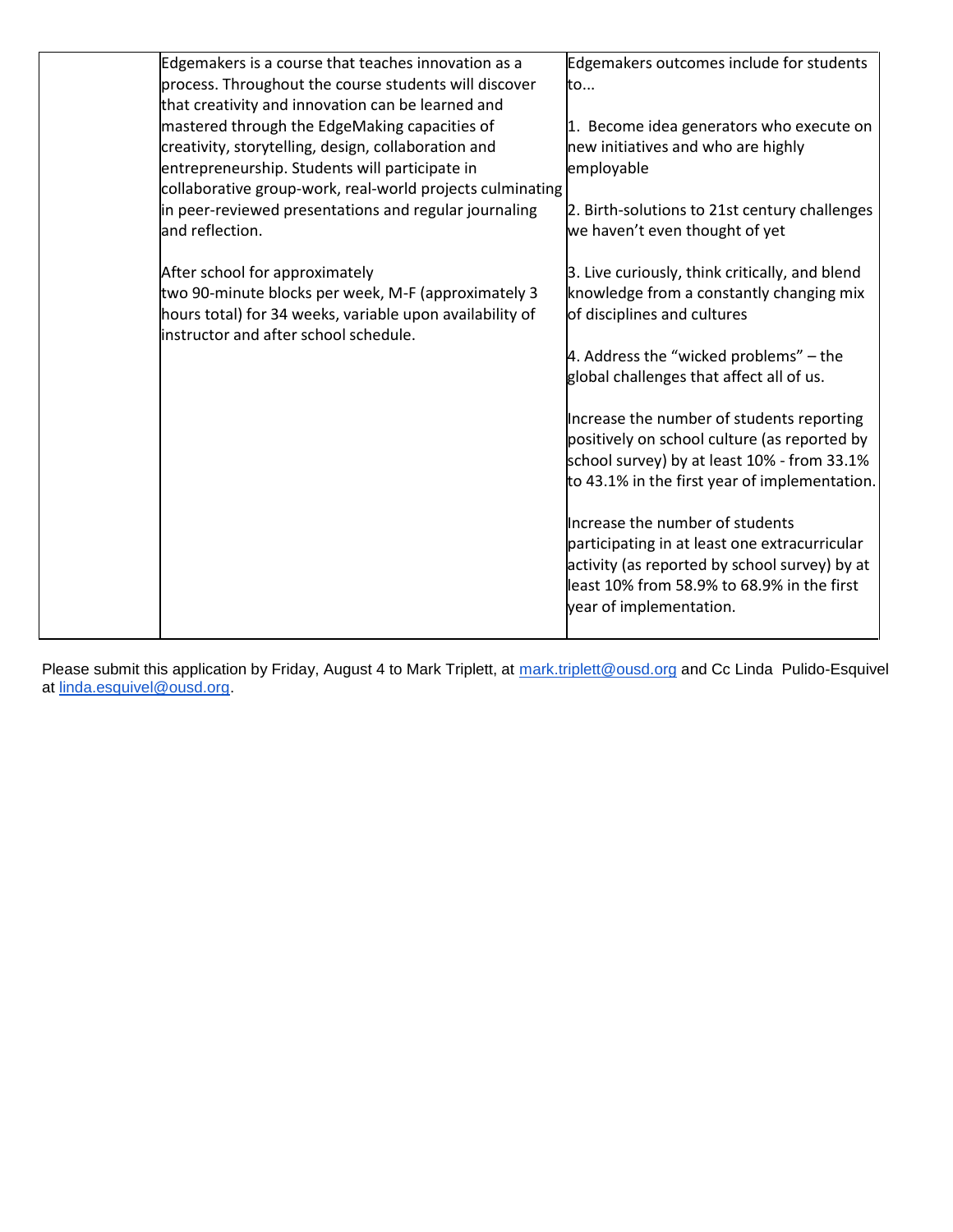| | | |
|---|---|---|
| | Edgemakers is a course that teaches innovation as a process. Throughout the course students will discover that creativity and innovation can be learned and mastered through the EdgeMaking capacities of creativity, storytelling, design, collaboration and entrepreneurship. Students will participate in collaborative group-work, real-world projects culminating in peer-reviewed presentations and regular journaling and reflection.<br><br>After school for approximately two 90-minute blocks per week, M-F (approximately 3 hours total) for 34 weeks, variable upon availability of instructor and after school schedule. | Edgemakers outcomes include for students to...<br><br>1. Become idea generators who execute on new initiatives and who are highly employable<br><br>2. Birth-solutions to 21st century challenges we haven't even thought of yet<br><br>3. Live curiously, think critically, and blend knowledge from a constantly changing mix of disciplines and cultures<br><br>4. Address the "wicked problems" – the global challenges that affect all of us.<br><br>Increase the number of students reporting positively on school culture (as reported by school survey) by at least 10% - from 33.1% to 43.1% in the first year of implementation.<br><br>Increase the number of students participating in at least one extracurricular activity (as reported by school survey) by at least 10% from 58.9% to 68.9% in the first year of implementation. |

Please submit this application by Friday, August 4 to Mark Triplett, at mark.triplett@ousd.org and Cc Linda Pulido-Esquivel at linda.esquivel@ousd.org.